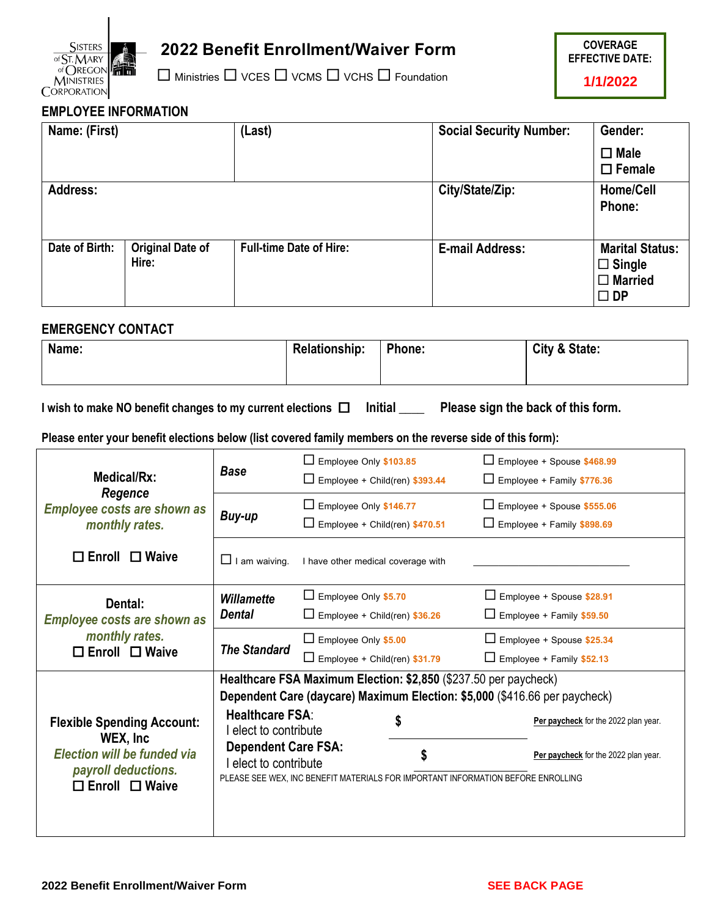Sisters of St. Mary of Oregon Ministries Corporation

# 2022 Benefit Enrollment/Waiver Form

☐ Ministries ☐ VCES ☐ VCMS ☐ VCHS ☐ Foundation

**COVERAGE EFFECTIVE DATE:** **1/1/2022**

## EMPLOYEE INFORMATION

| Name: (First) | | (Last) | Social Security Number: | Gender: ☐ Male ☐ Female |
|---|---|---|---|---|
| Address: | | | City/State/Zip: | Home/Cell Phone: |
| Date of Birth: | Original Date of Hire: | Full-time Date of Hire: | E-mail Address: | Marital Status: ☐ Single ☐ Married ☐ DP |

## EMERGENCY CONTACT

| Name: | Relationship: | Phone: | City & State: |
|---|---|---|---|
| | | | |

**I wish to make NO benefit changes to my current elections ☐ Initial ____ Please sign the back of this form.**

**Please enter your benefit elections below (list covered family members on the reverse side of this form):**

| | | | |
|---|---|---|---|
| **Medical/Rx:** ***Regence*** ***Employee costs are shown as monthly rates.*** ☐ Enroll ☐ Waive | ***Base*** | ☐ Employee Only $103.85<br>☐ Employee + Child(ren) $393.44 | ☐ Employee + Spouse $468.99<br>☐ Employee + Family $776.36 |
| | ***Buy-up*** | ☐ Employee Only $146.77<br>☐ Employee + Child(ren) $470.51 | ☐ Employee + Spouse $555.06<br>☐ Employee + Family $898.69 |
| | ☐ I am waiving. | I have other medical coverage with | ________________ |
| **Dental:** ***Employee costs are shown as monthly rates.*** ☐ Enroll ☐ Waive | ***Willamette Dental*** | ☐ Employee Only $5.70<br>☐ Employee + Child(ren) $36.26 | ☐ Employee + Spouse $28.91<br>☐ Employee + Family $59.50 |
| | ***The Standard*** | ☐ Employee Only $5.00<br>☐ Employee + Child(ren) $31.79 | ☐ Employee + Spouse $25.34<br>☐ Employee + Family $52.13 |
| **Flexible Spending Account: WEX, Inc** ***Election will be funded via payroll deductions.*** ☐ Enroll ☐ Waive | **Healthcare FSA Maximum Election: $2,850** ($237.50 per paycheck)<br>**Dependent Care (daycare) Maximum Election: $5,000** ($416.66 per paycheck)<br>**Healthcare FSA**: I elect to contribute $ ________ **Per paycheck** for the 2022 plan year.<br>**Dependent Care FSA:** I elect to contribute $ ________ **Per paycheck** for the 2022 plan year.<br>PLEASE SEE WEX, INC BENEFIT MATERIALS FOR IMPORTANT INFORMATION BEFORE ENROLLING | | |

**2022 Benefit Enrollment/Waiver Form** **SEE BACK PAGE**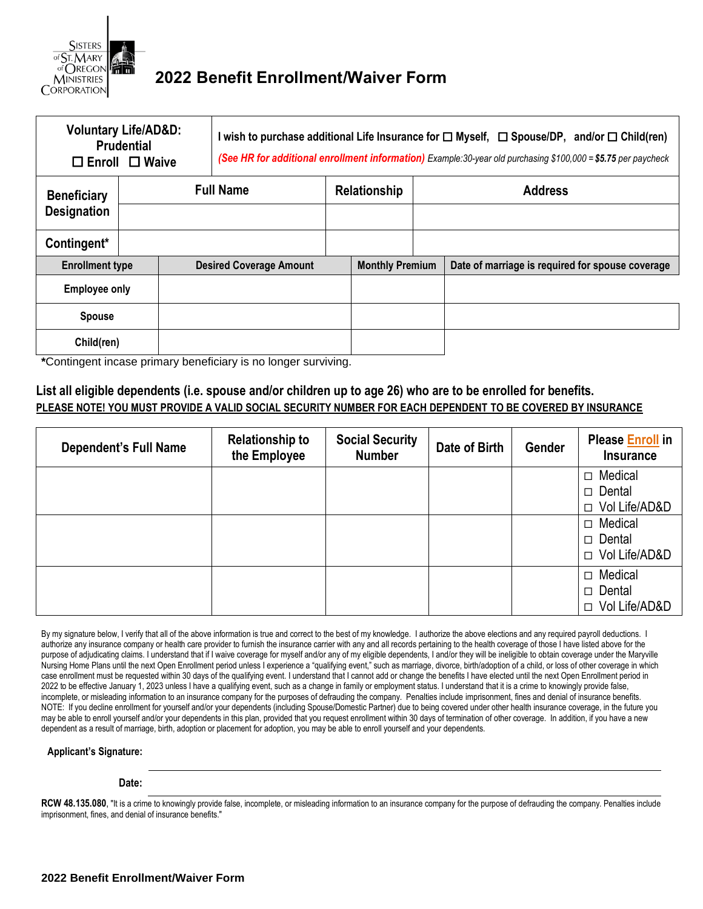Sisters of St. Mary of Oregon Ministries Corporation

# 2022 Benefit Enrollment/Waiver Form

| | | | |
|---|---|---|---|
| **Voluntary Life/AD&D: Prudential** ☐ Enroll ☐ Waive | I wish to purchase additional Life Insurance for ☐ Myself, ☐ Spouse/DP, and/or ☐ Child(ren) *(See HR for additional enrollment information) Example:30-year old purchasing $100,000 = **$5.75** per paycheck* | | |
| **Beneficiary Designation** | **Full Name** | **Relationship** | **Address** |
| | | | |
| **Contingent*** | | | |

| Enrollment type | Desired Coverage Amount | Monthly Premium | Date of marriage is required for spouse coverage |
|---|---|---|---|
| Employee only | | | |
| Spouse | | | |
| Child(ren) | | | |

***Contingent incase primary beneficiary is no longer surviving.**

**List all eligible dependents (i.e. spouse and/or children up to age 26) who are to be enrolled for benefits.**

**PLEASE NOTE! YOU MUST PROVIDE A VALID SOCIAL SECURITY NUMBER FOR EACH DEPENDENT TO BE COVERED BY INSURANCE**

| Dependent's Full Name | Relationship to the Employee | Social Security Number | Date of Birth | Gender | Please Enroll in Insurance |
|---|---|---|---|---|---|
| | | | | | □ Medical □ Dental □ Vol Life/AD&D |
| | | | | | □ Medical □ Dental □ Vol Life/AD&D |
| | | | | | □ Medical □ Dental □ Vol Life/AD&D |

By my signature below, I verify that all of the above information is true and correct to the best of my knowledge. I authorize the above elections and any required payroll deductions. I authorize any insurance company or health care provider to furnish the insurance carrier with any and all records pertaining to the health coverage of those I have listed above for the purpose of adjudicating claims. I understand that if I waive coverage for myself and/or any of my eligible dependents, I and/or they will be ineligible to obtain coverage under the Maryville Nursing Home Plans until the next Open Enrollment period unless I experience a "qualifying event," such as marriage, divorce, birth/adoption of a child, or loss of other coverage in which case enrollment must be requested within 30 days of the qualifying event. I understand that I cannot add or change the benefits I have elected until the next Open Enrollment period in 2022 to be effective January 1, 2023 unless I have a qualifying event, such as a change in family or employment status. I understand that it is a crime to knowingly provide false, incomplete, or misleading information to an insurance company for the purposes of defrauding the company. Penalties include imprisonment, fines and denial of insurance benefits. NOTE: If you decline enrollment for yourself and/or your dependents (including Spouse/Domestic Partner) due to being covered under other health insurance coverage, in the future you may be able to enroll yourself and/or your dependents in this plan, provided that you request enrollment within 30 days of termination of other coverage. In addition, if you have a new dependent as a result of marriage, birth, adoption or placement for adoption, you may be able to enroll yourself and your dependents.

**Applicant's Signature:** ______________________________

**Date:** ______________________________

**RCW 48.135.080**, "It is a crime to knowingly provide false, incomplete, or misleading information to an insurance company for the purpose of defrauding the company. Penalties include imprisonment, fines, and denial of insurance benefits."